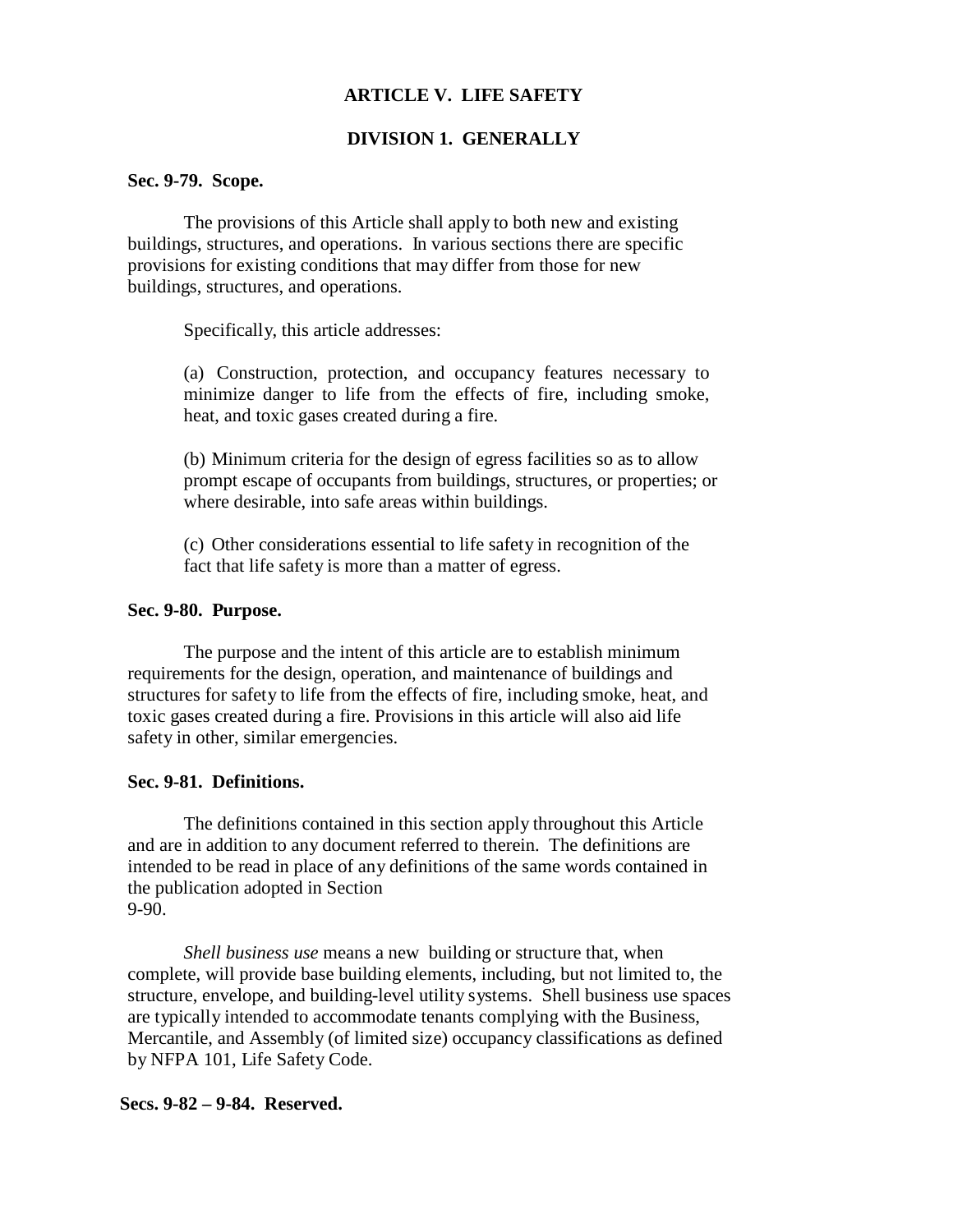# ARTICLE V. LIFE SAFETY

## DIVISION 1. GENERALLY

### Sec. 9-79. Scope.

The provisions of this Article shall apply to both new and existing buildings, structures, and operations. In various sections there are specific provisions for existing conditions that may differ from those for new buildings, structures, and operations.

Specifically, this article addresses:

(a) Construction, protection, and occupancy features necessary to minimize danger to life from the effects of fire, including smoke, heat, and toxic gases created during a fire.

(b) Minimum criteria for the design of egress facilities so as to allow prompt escape of occupants from buildings, structures, or properties; or where desirable, into safe areas within buildings.

(c) Other considerations essential to life safety in recognition of the fact that life safety is more than a matter of egress.

### Sec. 9-80. Purpose.

The purpose and the intent of this article are to establish minimum requirements for the design, operation, and maintenance of buildings and structures for safety to life from the effects of fire, including smoke, heat, and toxic gases created during a fire. Provisions in this article will also aid life safety in other, similar emergencies.

### Sec. 9-81. Definitions.

The definitions contained in this section apply throughout this Article and are in addition to any document referred to therein. The definitions are intended to be read in place of any definitions of the same words contained in the publication adopted in Section 9-90.

*Shell business use* means a new building or structure that, when complete, will provide base building elements, including, but not limited to, the structure, envelope, and building-level utility systems. Shell business use spaces are typically intended to accommodate tenants complying with the Business, Mercantile, and Assembly (of limited size) occupancy classifications as defined by NFPA 101, Life Safety Code.

### Secs. 9-82 – 9-84. Reserved.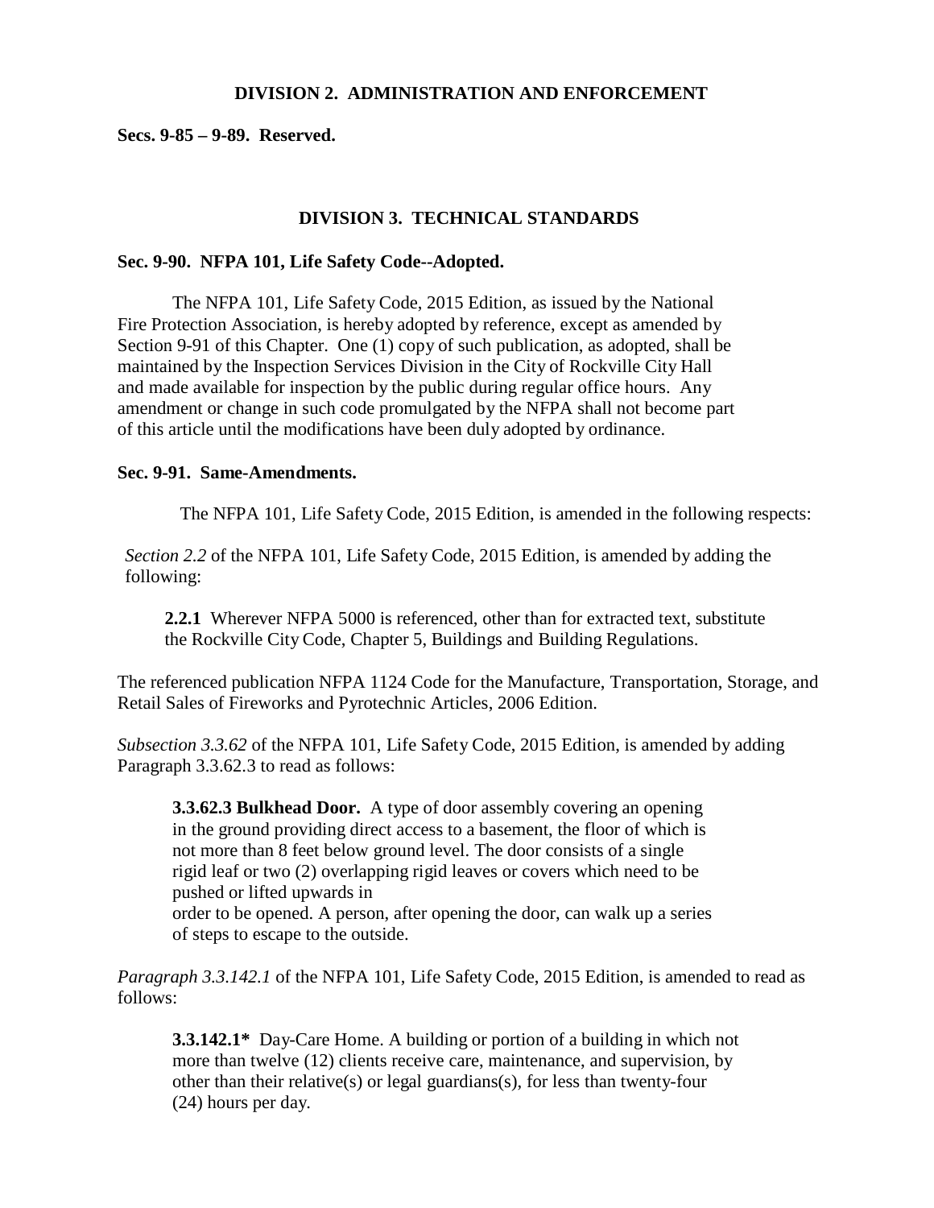## DIVISION 2. ADMINISTRATION AND ENFORCEMENT

**Secs. 9-85 – 9-89. Reserved.**

## DIVISION 3. TECHNICAL STANDARDS

### Sec. 9-90. NFPA 101, Life Safety Code--Adopted.

The NFPA 101, Life Safety Code, 2015 Edition, as issued by the National Fire Protection Association, is hereby adopted by reference, except as amended by Section 9-91 of this Chapter. One (1) copy of such publication, as adopted, shall be maintained by the Inspection Services Division in the City of Rockville City Hall and made available for inspection by the public during regular office hours. Any amendment or change in such code promulgated by the NFPA shall not become part of this article until the modifications have been duly adopted by ordinance.

### Sec. 9-91. Same-Amendments.

The NFPA 101, Life Safety Code, 2015 Edition, is amended in the following respects:

*Section 2.2* of the NFPA 101, Life Safety Code, 2015 Edition, is amended by adding the following:

> **2.2.1** Wherever NFPA 5000 is referenced, other than for extracted text, substitute the Rockville City Code, Chapter 5, Buildings and Building Regulations.

The referenced publication NFPA 1124 Code for the Manufacture, Transportation, Storage, and Retail Sales of Fireworks and Pyrotechnic Articles, 2006 Edition.

*Subsection 3.3.62* of the NFPA 101, Life Safety Code, 2015 Edition, is amended by adding Paragraph 3.3.62.3 to read as follows:

> **3.3.62.3 Bulkhead Door.** A type of door assembly covering an opening in the ground providing direct access to a basement, the floor of which is not more than 8 feet below ground level. The door consists of a single rigid leaf or two (2) overlapping rigid leaves or covers which need to be pushed or lifted upwards in order to be opened. A person, after opening the door, can walk up a series of steps to escape to the outside.

*Paragraph 3.3.142.1* of the NFPA 101, Life Safety Code, 2015 Edition, is amended to read as follows:

> **3.3.142.1*** Day-Care Home. A building or portion of a building in which not more than twelve (12) clients receive care, maintenance, and supervision, by other than their relative(s) or legal guardians(s), for less than twenty-four (24) hours per day.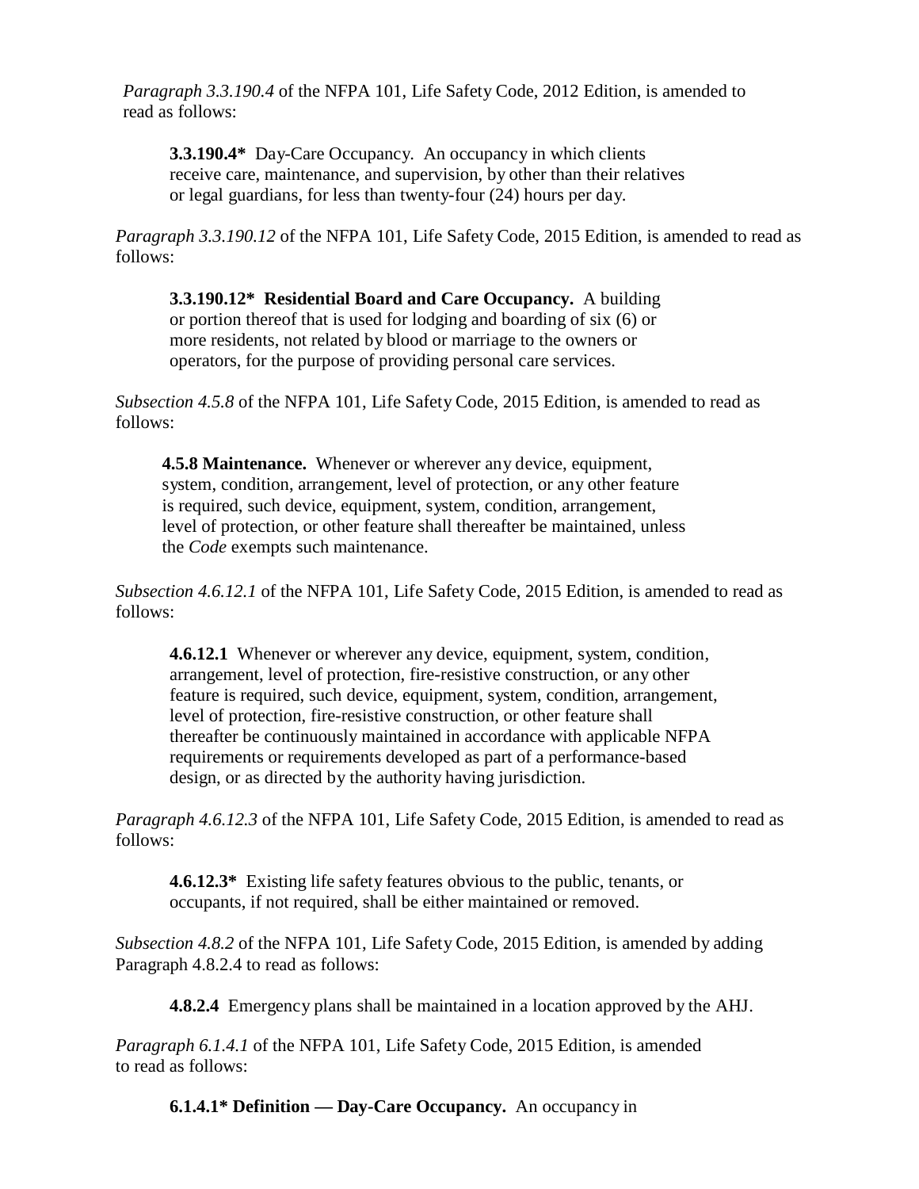*Paragraph 3.3.190.4* of the NFPA 101, Life Safety Code, 2012 Edition, is amended to read as follows:

> **3.3.190.4*** Day-Care Occupancy. An occupancy in which clients receive care, maintenance, and supervision, by other than their relatives or legal guardians, for less than twenty-four (24) hours per day.

*Paragraph 3.3.190.12* of the NFPA 101, Life Safety Code, 2015 Edition, is amended to read as follows:

> **3.3.190.12* Residential Board and Care Occupancy.** A building or portion thereof that is used for lodging and boarding of six (6) or more residents, not related by blood or marriage to the owners or operators, for the purpose of providing personal care services.

*Subsection 4.5.8* of the NFPA 101, Life Safety Code, 2015 Edition, is amended to read as follows:

> **4.5.8 Maintenance.** Whenever or wherever any device, equipment, system, condition, arrangement, level of protection, or any other feature is required, such device, equipment, system, condition, arrangement, level of protection, or other feature shall thereafter be maintained, unless the *Code* exempts such maintenance.

*Subsection 4.6.12.1* of the NFPA 101, Life Safety Code, 2015 Edition, is amended to read as follows:

> **4.6.12.1** Whenever or wherever any device, equipment, system, condition, arrangement, level of protection, fire-resistive construction, or any other feature is required, such device, equipment, system, condition, arrangement, level of protection, fire-resistive construction, or other feature shall thereafter be continuously maintained in accordance with applicable NFPA requirements or requirements developed as part of a performance-based design, or as directed by the authority having jurisdiction.

*Paragraph 4.6.12.3* of the NFPA 101, Life Safety Code, 2015 Edition, is amended to read as follows:

> **4.6.12.3*** Existing life safety features obvious to the public, tenants, or occupants, if not required, shall be either maintained or removed.

*Subsection 4.8.2* of the NFPA 101, Life Safety Code, 2015 Edition, is amended by adding Paragraph 4.8.2.4 to read as follows:

> **4.8.2.4** Emergency plans shall be maintained in a location approved by the AHJ.

*Paragraph 6.1.4.1* of the NFPA 101, Life Safety Code, 2015 Edition, is amended to read as follows:

> **6.1.4.1* Definition — Day-Care Occupancy.** An occupancy in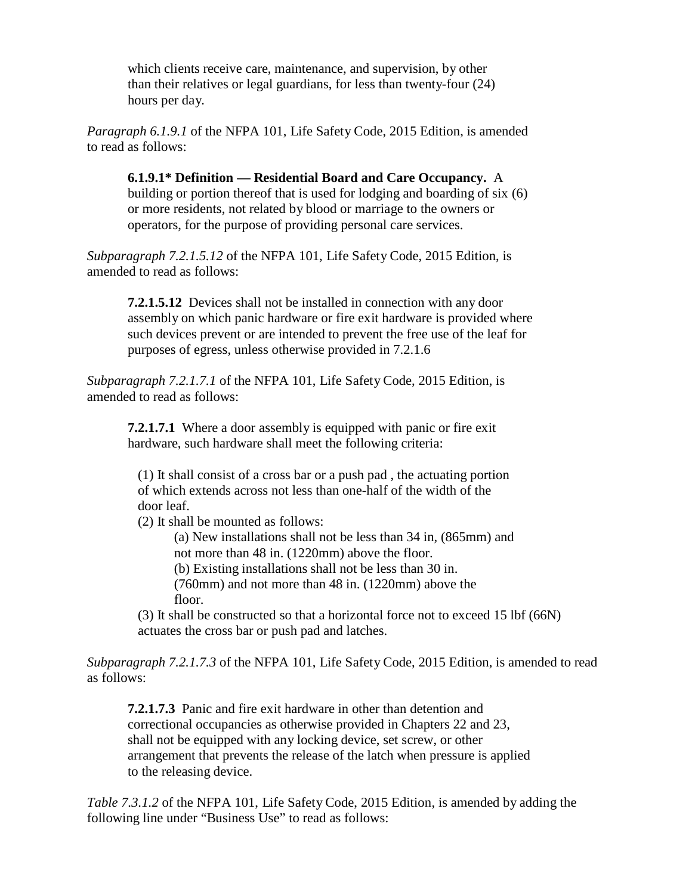which clients receive care, maintenance, and supervision, by other than their relatives or legal guardians, for less than twenty-four (24) hours per day.

*Paragraph 6.1.9.1* of the NFPA 101, Life Safety Code, 2015 Edition, is amended to read as follows:

> **6.1.9.1* Definition — Residential Board and Care Occupancy.** A building or portion thereof that is used for lodging and boarding of six (6) or more residents, not related by blood or marriage to the owners or operators, for the purpose of providing personal care services.

*Subparagraph 7.2.1.5.12* of the NFPA 101, Life Safety Code, 2015 Edition, is amended to read as follows:

> **7.2.1.5.12** Devices shall not be installed in connection with any door assembly on which panic hardware or fire exit hardware is provided where such devices prevent or are intended to prevent the free use of the leaf for purposes of egress, unless otherwise provided in 7.2.1.6

*Subparagraph 7.2.1.7.1* of the NFPA 101, Life Safety Code, 2015 Edition, is amended to read as follows:

> **7.2.1.7.1** Where a door assembly is equipped with panic or fire exit hardware, such hardware shall meet the following criteria:
>
> (1) It shall consist of a cross bar or a push pad , the actuating portion of which extends across not less than one-half of the width of the door leaf.
>
> (2) It shall be mounted as follows:
>
> (a) New installations shall not be less than 34 in, (865mm) and not more than 48 in. (1220mm) above the floor.
>
> (b) Existing installations shall not be less than 30 in. (760mm) and not more than 48 in. (1220mm) above the floor.
>
> (3) It shall be constructed so that a horizontal force not to exceed 15 lbf (66N) actuates the cross bar or push pad and latches.

*Subparagraph 7.2.1.7.3* of the NFPA 101, Life Safety Code, 2015 Edition, is amended to read as follows:

> **7.2.1.7.3** Panic and fire exit hardware in other than detention and correctional occupancies as otherwise provided in Chapters 22 and 23, shall not be equipped with any locking device, set screw, or other arrangement that prevents the release of the latch when pressure is applied to the releasing device.

*Table 7.3.1.2* of the NFPA 101, Life Safety Code, 2015 Edition, is amended by adding the following line under "Business Use" to read as follows: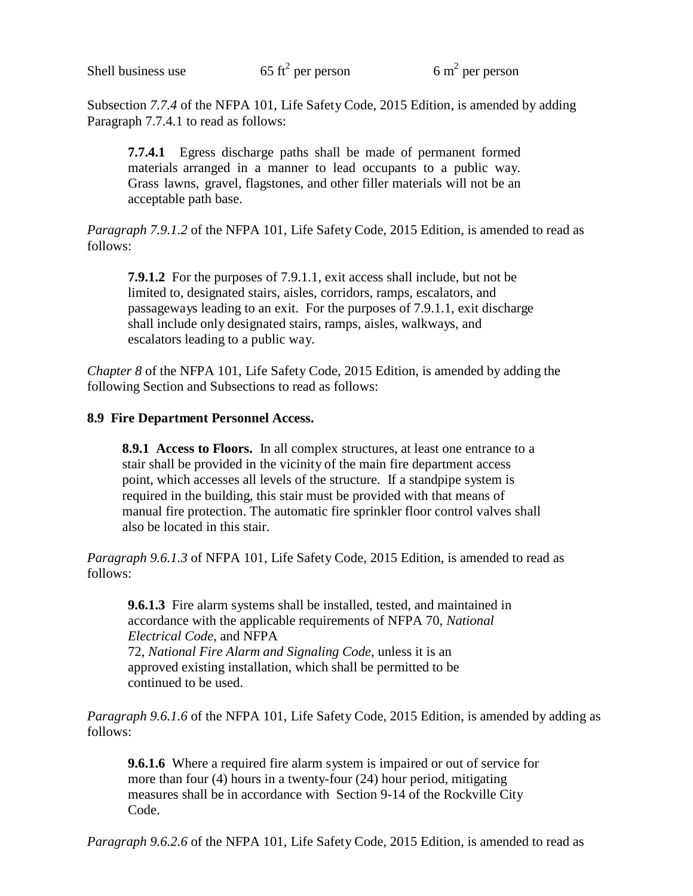| Shell business use | 65 $ft^2$ per person | 6 $m^2$ per person |
|---|---|---|

Subsection *7.7.4* of the NFPA 101, Life Safety Code, 2015 Edition, is amended by adding Paragraph 7.7.4.1 to read as follows:

> **7.7.4.1** Egress discharge paths shall be made of permanent formed materials arranged in a manner to lead occupants to a public way. Grass lawns, gravel, flagstones, and other filler materials will not be an acceptable path base.

*Paragraph 7.9.1.2* of the NFPA 101, Life Safety Code, 2015 Edition, is amended to read as follows:

> **7.9.1.2** For the purposes of 7.9.1.1, exit access shall include, but not be limited to, designated stairs, aisles, corridors, ramps, escalators, and passageways leading to an exit. For the purposes of 7.9.1.1, exit discharge shall include only designated stairs, ramps, aisles, walkways, and escalators leading to a public way.

*Chapter 8* of the NFPA 101, Life Safety Code, 2015 Edition, is amended by adding the following Section and Subsections to read as follows:

**8.9 Fire Department Personnel Access.**

> **8.9.1 Access to Floors.** In all complex structures, at least one entrance to a stair shall be provided in the vicinity of the main fire department access point, which accesses all levels of the structure. If a standpipe system is required in the building, this stair must be provided with that means of manual fire protection. The automatic fire sprinkler floor control valves shall also be located in this stair.

*Paragraph 9.6.1.3* of NFPA 101, Life Safety Code, 2015 Edition, is amended to read as follows:

> **9.6.1.3** Fire alarm systems shall be installed, tested, and maintained in accordance with the applicable requirements of NFPA 70, *National Electrical Code*, and NFPA 72, *National Fire Alarm and Signaling Code*, unless it is an approved existing installation, which shall be permitted to be continued to be used.

*Paragraph 9.6.1.6* of the NFPA 101, Life Safety Code, 2015 Edition, is amended by adding as follows:

> **9.6.1.6** Where a required fire alarm system is impaired or out of service for more than four (4) hours in a twenty-four (24) hour period, mitigating measures shall be in accordance with Section 9-14 of the Rockville City Code.

*Paragraph 9.6.2.6* of the NFPA 101, Life Safety Code, 2015 Edition, is amended to read as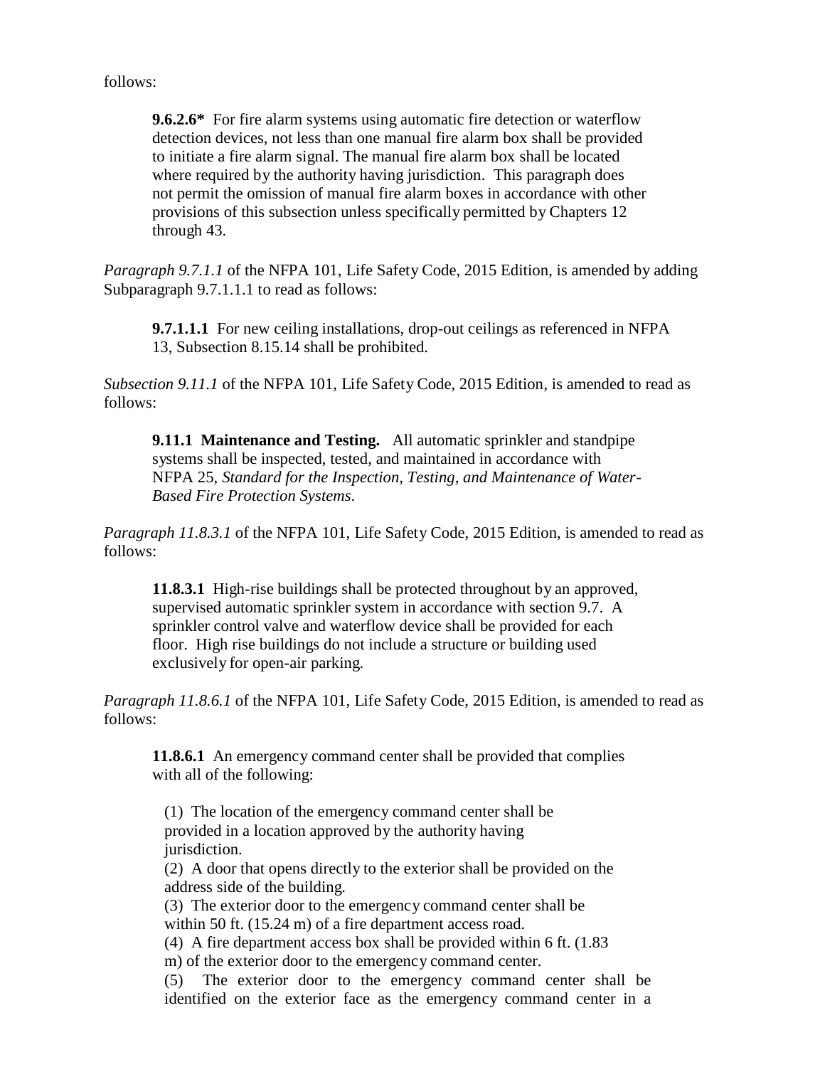follows:

> **9.6.2.6*** For fire alarm systems using automatic fire detection or waterflow detection devices, not less than one manual fire alarm box shall be provided to initiate a fire alarm signal. The manual fire alarm box shall be located where required by the authority having jurisdiction. This paragraph does not permit the omission of manual fire alarm boxes in accordance with other provisions of this subsection unless specifically permitted by Chapters 12 through 43.

*Paragraph 9.7.1.1* of the NFPA 101, Life Safety Code, 2015 Edition, is amended by adding Subparagraph 9.7.1.1.1 to read as follows:

> **9.7.1.1.1** For new ceiling installations, drop-out ceilings as referenced in NFPA 13, Subsection 8.15.14 shall be prohibited.

*Subsection 9.11.1* of the NFPA 101, Life Safety Code, 2015 Edition, is amended to read as follows:

> **9.11.1 Maintenance and Testing.** All automatic sprinkler and standpipe systems shall be inspected, tested, and maintained in accordance with NFPA 25, *Standard for the Inspection, Testing, and Maintenance of Water-Based Fire Protection Systems*.

*Paragraph 11.8.3.1* of the NFPA 101, Life Safety Code, 2015 Edition, is amended to read as follows:

> **11.8.3.1** High-rise buildings shall be protected throughout by an approved, supervised automatic sprinkler system in accordance with section 9.7. A sprinkler control valve and waterflow device shall be provided for each floor. High rise buildings do not include a structure or building used exclusively for open-air parking.

*Paragraph 11.8.6.1* of the NFPA 101, Life Safety Code, 2015 Edition, is amended to read as follows:

> **11.8.6.1** An emergency command center shall be provided that complies with all of the following:
>
> (1) The location of the emergency command center shall be provided in a location approved by the authority having jurisdiction.
> (2) A door that opens directly to the exterior shall be provided on the address side of the building.
> (3) The exterior door to the emergency command center shall be within 50 ft. (15.24 m) of a fire department access road.
> (4) A fire department access box shall be provided within 6 ft. (1.83 m) of the exterior door to the emergency command center.
> (5) The exterior door to the emergency command center shall be identified on the exterior face as the emergency command center in a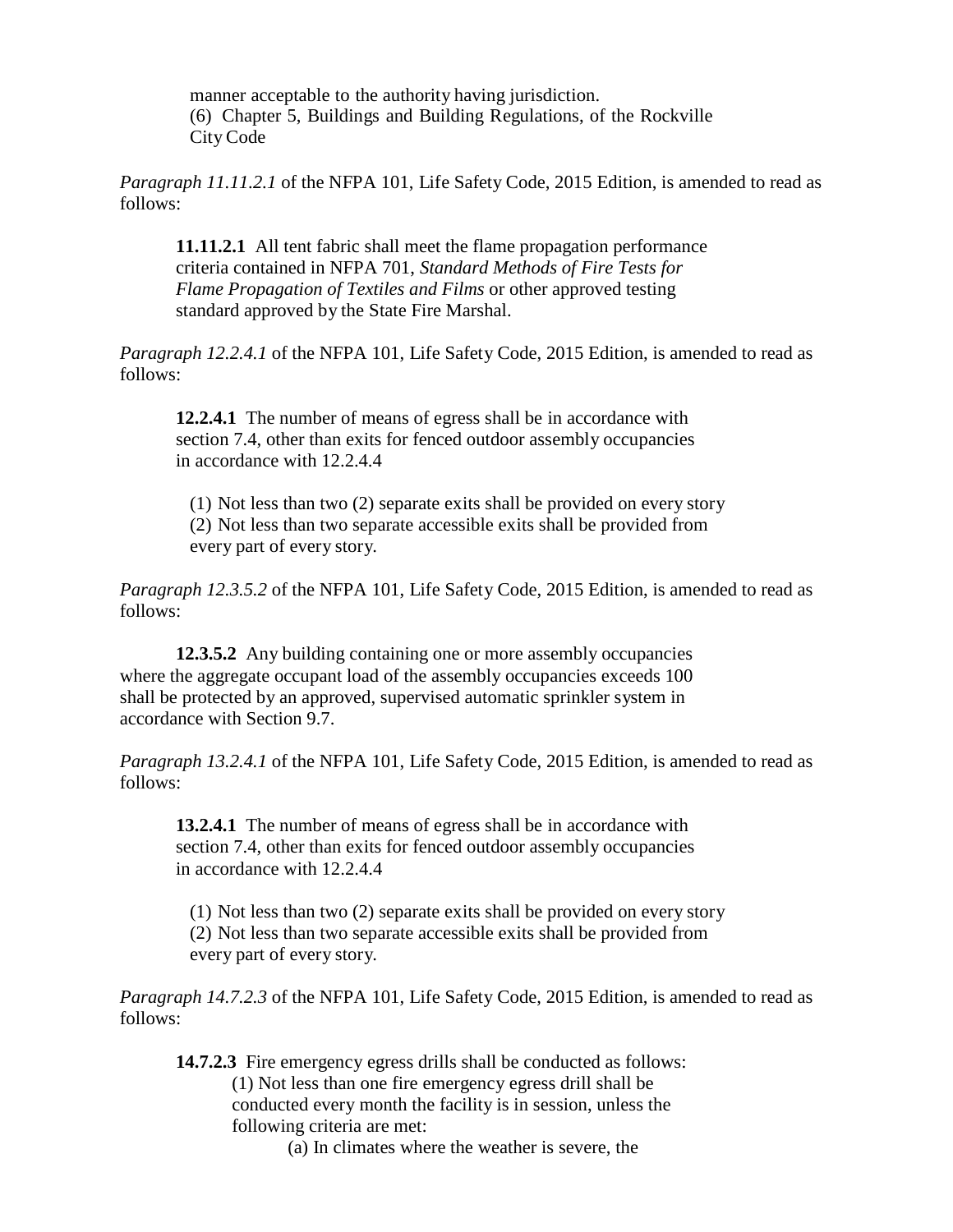manner acceptable to the authority having jurisdiction.
(6) Chapter 5, Buildings and Building Regulations, of the Rockville City Code

*Paragraph 11.11.2.1* of the NFPA 101, Life Safety Code, 2015 Edition, is amended to read as follows:

**11.11.2.1** All tent fabric shall meet the flame propagation performance criteria contained in NFPA 701, *Standard Methods of Fire Tests for Flame Propagation of Textiles and Films* or other approved testing standard approved by the State Fire Marshal.

*Paragraph 12.2.4.1* of the NFPA 101, Life Safety Code, 2015 Edition, is amended to read as follows:

**12.2.4.1** The number of means of egress shall be in accordance with section 7.4, other than exits for fenced outdoor assembly occupancies in accordance with 12.2.4.4

(1) Not less than two (2) separate exits shall be provided on every story
(2) Not less than two separate accessible exits shall be provided from every part of every story.

*Paragraph 12.3.5.2* of the NFPA 101, Life Safety Code, 2015 Edition, is amended to read as follows:

**12.3.5.2** Any building containing one or more assembly occupancies where the aggregate occupant load of the assembly occupancies exceeds 100 shall be protected by an approved, supervised automatic sprinkler system in accordance with Section 9.7.

*Paragraph 13.2.4.1* of the NFPA 101, Life Safety Code, 2015 Edition, is amended to read as follows:

**13.2.4.1** The number of means of egress shall be in accordance with section 7.4, other than exits for fenced outdoor assembly occupancies in accordance with 12.2.4.4

(1) Not less than two (2) separate exits shall be provided on every story
(2) Not less than two separate accessible exits shall be provided from every part of every story.

*Paragraph 14.7.2.3* of the NFPA 101, Life Safety Code, 2015 Edition, is amended to read as follows:

**14.7.2.3** Fire emergency egress drills shall be conducted as follows:
(1) Not less than one fire emergency egress drill shall be conducted every month the facility is in session, unless the following criteria are met:
(a) In climates where the weather is severe, the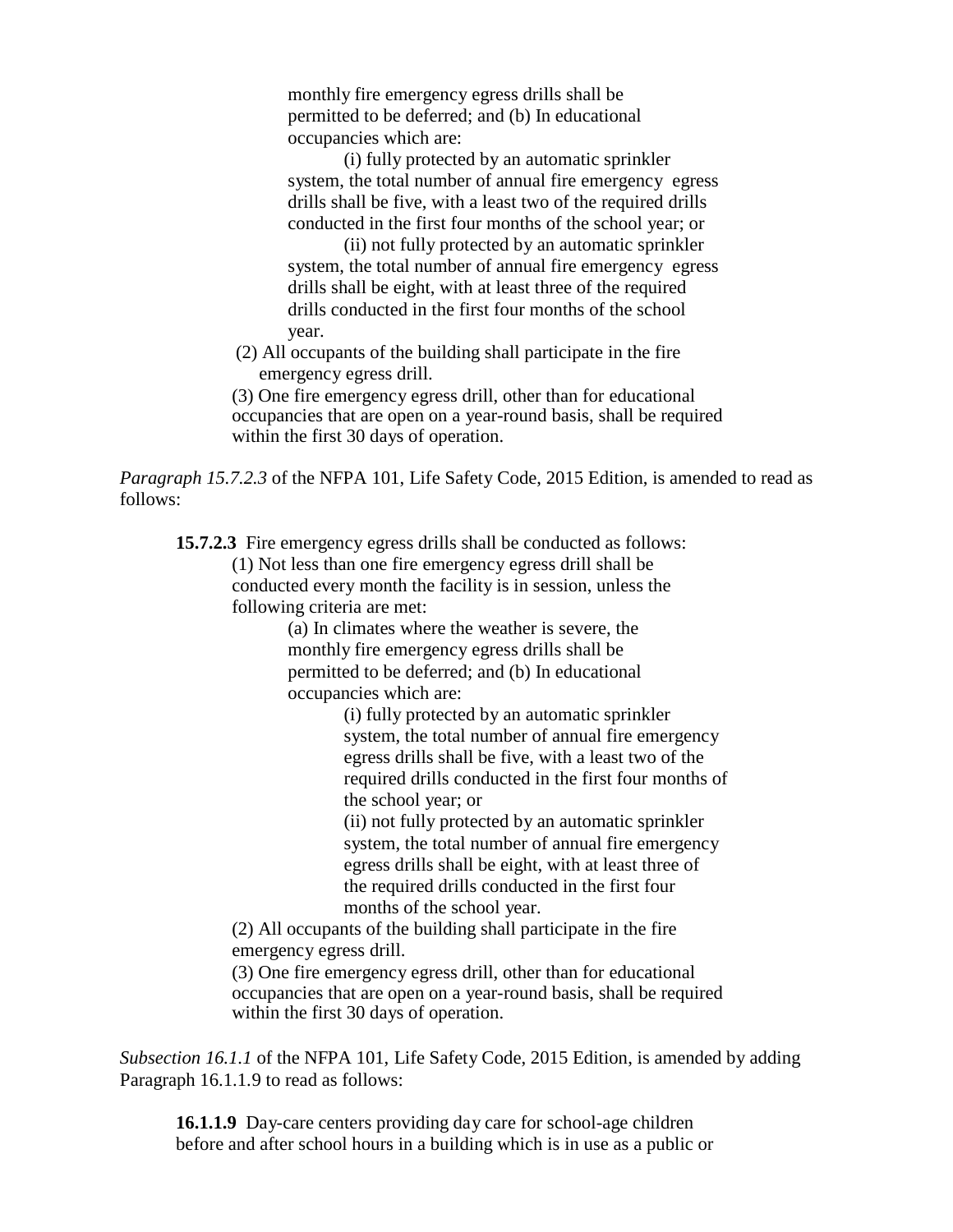monthly fire emergency egress drills shall be permitted to be deferred; and (b) In educational occupancies which are:

(i) fully protected by an automatic sprinkler system, the total number of annual fire emergency egress drills shall be five, with a least two of the required drills conducted in the first four months of the school year; or

(ii) not fully protected by an automatic sprinkler system, the total number of annual fire emergency egress drills shall be eight, with at least three of the required drills conducted in the first four months of the school year.

(2) All occupants of the building shall participate in the fire emergency egress drill.

(3) One fire emergency egress drill, other than for educational occupancies that are open on a year-round basis, shall be required within the first 30 days of operation.

*Paragraph 15.7.2.3* of the NFPA 101, Life Safety Code, 2015 Edition, is amended to read as follows:

**15.7.2.3** Fire emergency egress drills shall be conducted as follows:

(1) Not less than one fire emergency egress drill shall be conducted every month the facility is in session, unless the following criteria are met:

(a) In climates where the weather is severe, the monthly fire emergency egress drills shall be permitted to be deferred; and (b) In educational occupancies which are:

(i) fully protected by an automatic sprinkler system, the total number of annual fire emergency egress drills shall be five, with a least two of the required drills conducted in the first four months of the school year; or

(ii) not fully protected by an automatic sprinkler system, the total number of annual fire emergency egress drills shall be eight, with at least three of the required drills conducted in the first four months of the school year.

(2) All occupants of the building shall participate in the fire emergency egress drill.

(3) One fire emergency egress drill, other than for educational occupancies that are open on a year-round basis, shall be required within the first 30 days of operation.

*Subsection 16.1.1* of the NFPA 101, Life Safety Code, 2015 Edition, is amended by adding Paragraph 16.1.1.9 to read as follows:

**16.1.1.9** Day-care centers providing day care for school-age children before and after school hours in a building which is in use as a public or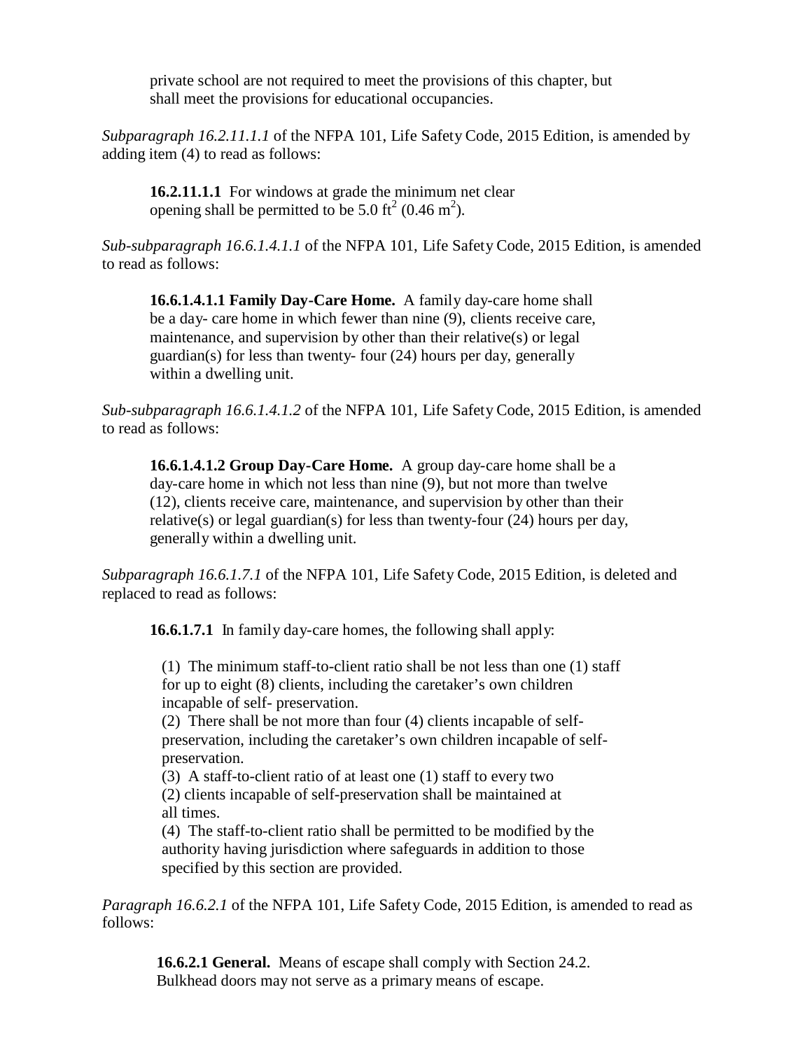private school are not required to meet the provisions of this chapter, but shall meet the provisions for educational occupancies.

*Subparagraph 16.2.11.1.1* of the NFPA 101, Life Safety Code, 2015 Edition, is amended by adding item (4) to read as follows:

> **16.2.11.1.1** For windows at grade the minimum net clear opening shall be permitted to be 5.0 $ft^2$ (0.46 $m^2$).

*Sub-subparagraph 16.6.1.4.1.1* of the NFPA 101, Life Safety Code, 2015 Edition, is amended to read as follows:

> **16.6.1.4.1.1 Family Day-Care Home.** A family day-care home shall be a day- care home in which fewer than nine (9), clients receive care, maintenance, and supervision by other than their relative(s) or legal guardian(s) for less than twenty- four (24) hours per day, generally within a dwelling unit.

*Sub-subparagraph 16.6.1.4.1.2* of the NFPA 101, Life Safety Code, 2015 Edition, is amended to read as follows:

> **16.6.1.4.1.2 Group Day-Care Home.** A group day-care home shall be a day-care home in which not less than nine (9), but not more than twelve (12), clients receive care, maintenance, and supervision by other than their relative(s) or legal guardian(s) for less than twenty-four (24) hours per day, generally within a dwelling unit.

*Subparagraph 16.6.1.7.1* of the NFPA 101, Life Safety Code, 2015 Edition, is deleted and replaced to read as follows:

> **16.6.1.7.1** In family day-care homes, the following shall apply:
>
> (1) The minimum staff-to-client ratio shall be not less than one (1) staff for up to eight (8) clients, including the caretaker's own children incapable of self- preservation.
> (2) There shall be not more than four (4) clients incapable of self-preservation, including the caretaker's own children incapable of self-preservation.
> (3) A staff-to-client ratio of at least one (1) staff to every two (2) clients incapable of self-preservation shall be maintained at all times.
> (4) The staff-to-client ratio shall be permitted to be modified by the authority having jurisdiction where safeguards in addition to those specified by this section are provided.

*Paragraph 16.6.2.1* of the NFPA 101, Life Safety Code, 2015 Edition, is amended to read as follows:

> **16.6.2.1 General.** Means of escape shall comply with Section 24.2. Bulkhead doors may not serve as a primary means of escape.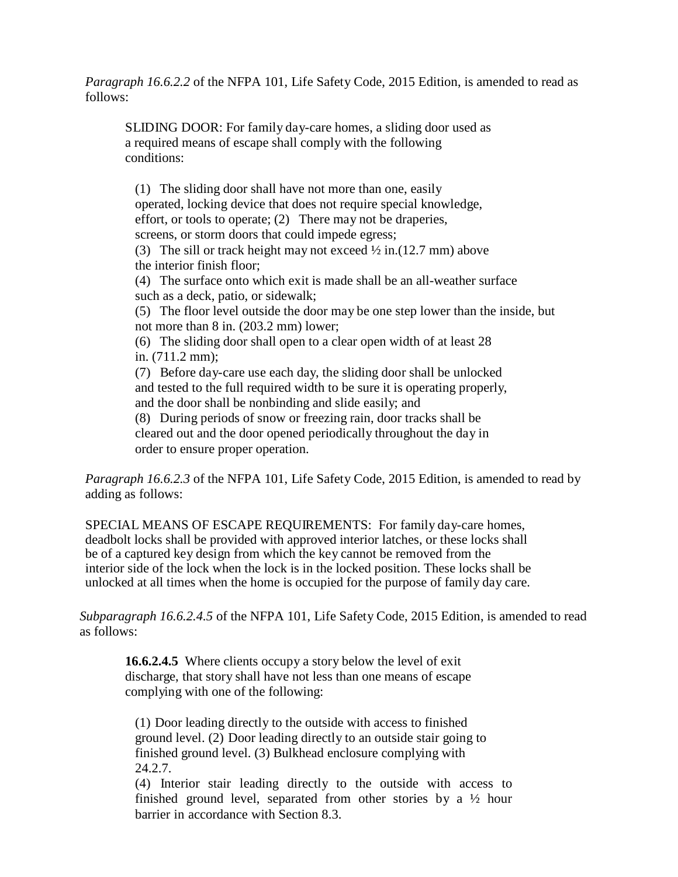*Paragraph 16.6.2.2* of the NFPA 101, Life Safety Code, 2015 Edition, is amended to read as follows:

SLIDING DOOR: For family day-care homes, a sliding door used as a required means of escape shall comply with the following conditions:

(1) The sliding door shall have not more than one, easily operated, locking device that does not require special knowledge, effort, or tools to operate; (2) There may not be draperies, screens, or storm doors that could impede egress;
(3) The sill or track height may not exceed ½ in.(12.7 mm) above the interior finish floor;
(4) The surface onto which exit is made shall be an all-weather surface such as a deck, patio, or sidewalk;
(5) The floor level outside the door may be one step lower than the inside, but not more than 8 in. (203.2 mm) lower;
(6) The sliding door shall open to a clear open width of at least 28 in. (711.2 mm);
(7) Before day-care use each day, the sliding door shall be unlocked and tested to the full required width to be sure it is operating properly, and the door shall be nonbinding and slide easily; and
(8) During periods of snow or freezing rain, door tracks shall be cleared out and the door opened periodically throughout the day in order to ensure proper operation.

*Paragraph 16.6.2.3* of the NFPA 101, Life Safety Code, 2015 Edition, is amended to read by adding as follows:

SPECIAL MEANS OF ESCAPE REQUIREMENTS: For family day-care homes, deadbolt locks shall be provided with approved interior latches, or these locks shall be of a captured key design from which the key cannot be removed from the interior side of the lock when the lock is in the locked position. These locks shall be unlocked at all times when the home is occupied for the purpose of family day care.

*Subparagraph 16.6.2.4.5* of the NFPA 101, Life Safety Code, 2015 Edition, is amended to read as follows:

**16.6.2.4.5** Where clients occupy a story below the level of exit discharge, that story shall have not less than one means of escape complying with one of the following:

(1) Door leading directly to the outside with access to finished ground level. (2) Door leading directly to an outside stair going to finished ground level. (3) Bulkhead enclosure complying with 24.2.7.
(4) Interior stair leading directly to the outside with access to finished ground level, separated from other stories by a ½ hour barrier in accordance with Section 8.3.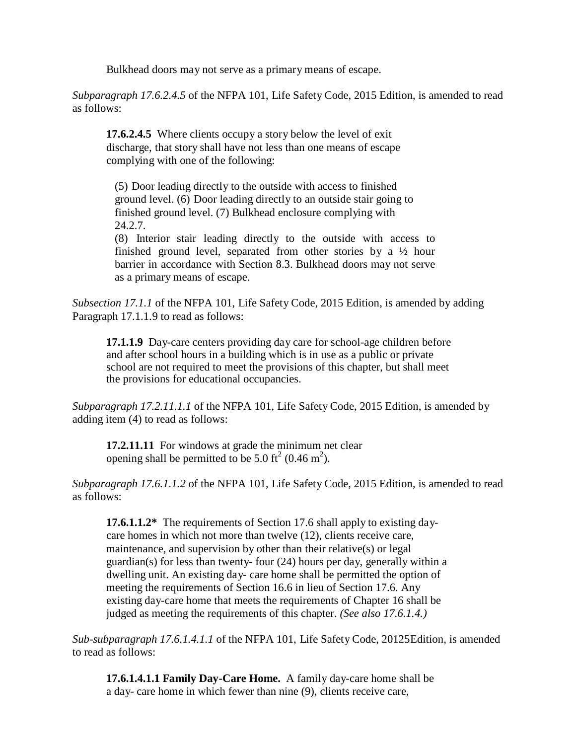Bulkhead doors may not serve as a primary means of escape.

*Subparagraph 17.6.2.4.5* of the NFPA 101, Life Safety Code, 2015 Edition, is amended to read as follows:

> **17.6.2.4.5** Where clients occupy a story below the level of exit discharge, that story shall have not less than one means of escape complying with one of the following:
>
> (5) Door leading directly to the outside with access to finished ground level. (6) Door leading directly to an outside stair going to finished ground level. (7) Bulkhead enclosure complying with 24.2.7.
> (8) Interior stair leading directly to the outside with access to finished ground level, separated from other stories by a ½ hour barrier in accordance with Section 8.3. Bulkhead doors may not serve as a primary means of escape.

*Subsection 17.1.1* of the NFPA 101, Life Safety Code, 2015 Edition, is amended by adding Paragraph 17.1.1.9 to read as follows:

> **17.1.1.9** Day-care centers providing day care for school-age children before and after school hours in a building which is in use as a public or private school are not required to meet the provisions of this chapter, but shall meet the provisions for educational occupancies.

*Subparagraph 17.2.11.1.1* of the NFPA 101, Life Safety Code, 2015 Edition, is amended by adding item (4) to read as follows:

> **17.2.11.11** For windows at grade the minimum net clear opening shall be permitted to be 5.0 $ft^2$ (0.46 $m^2$).

*Subparagraph 17.6.1.1.2* of the NFPA 101, Life Safety Code, 2015 Edition, is amended to read as follows:

> **17.6.1.1.2*** The requirements of Section 17.6 shall apply to existing day-care homes in which not more than twelve (12), clients receive care, maintenance, and supervision by other than their relative(s) or legal guardian(s) for less than twenty- four (24) hours per day, generally within a dwelling unit. An existing day- care home shall be permitted the option of meeting the requirements of Section 16.6 in lieu of Section 17.6. Any existing day-care home that meets the requirements of Chapter 16 shall be judged as meeting the requirements of this chapter. *(See also 17.6.1.4.)*

*Sub-subparagraph 17.6.1.4.1.1* of the NFPA 101, Life Safety Code, 20125Edition, is amended to read as follows:

> **17.6.1.4.1.1 Family Day-Care Home.** A family day-care home shall be a day- care home in which fewer than nine (9), clients receive care,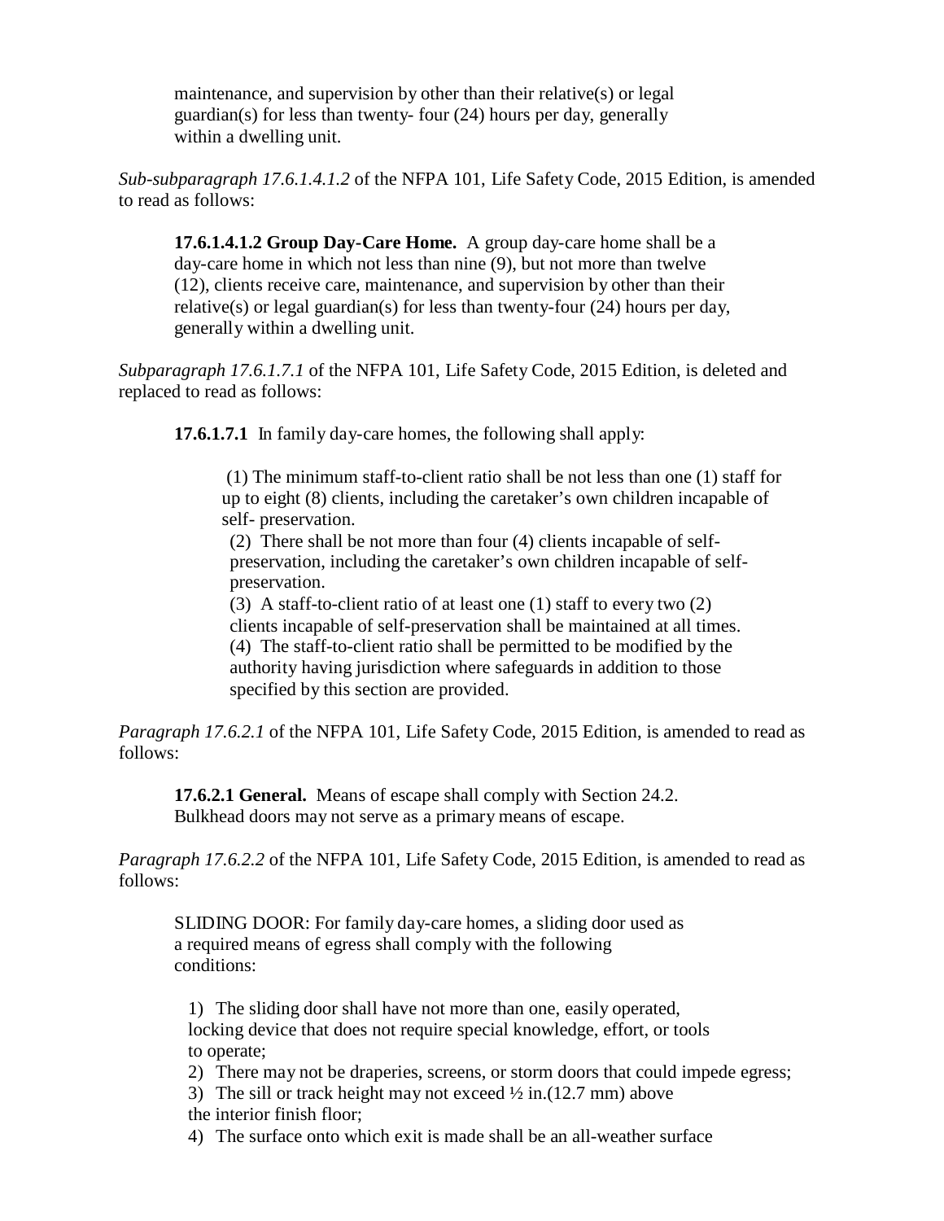maintenance, and supervision by other than their relative(s) or legal guardian(s) for less than twenty- four (24) hours per day, generally within a dwelling unit.

*Sub-subparagraph 17.6.1.4.1.2* of the NFPA 101, Life Safety Code, 2015 Edition, is amended to read as follows:

**17.6.1.4.1.2 Group Day-Care Home.** A group day-care home shall be a day-care home in which not less than nine (9), but not more than twelve (12), clients receive care, maintenance, and supervision by other than their relative(s) or legal guardian(s) for less than twenty-four (24) hours per day, generally within a dwelling unit.

*Subparagraph 17.6.1.7.1* of the NFPA 101, Life Safety Code, 2015 Edition, is deleted and replaced to read as follows:

**17.6.1.7.1** In family day-care homes, the following shall apply:

(1) The minimum staff-to-client ratio shall be not less than one (1) staff for up to eight (8) clients, including the caretaker's own children incapable of self- preservation.
(2) There shall be not more than four (4) clients incapable of self-preservation, including the caretaker's own children incapable of self-preservation.
(3) A staff-to-client ratio of at least one (1) staff to every two (2) clients incapable of self-preservation shall be maintained at all times.
(4) The staff-to-client ratio shall be permitted to be modified by the authority having jurisdiction where safeguards in addition to those specified by this section are provided.

*Paragraph 17.6.2.1* of the NFPA 101, Life Safety Code, 2015 Edition, is amended to read as follows:

**17.6.2.1 General.** Means of escape shall comply with Section 24.2. Bulkhead doors may not serve as a primary means of escape.

*Paragraph 17.6.2.2* of the NFPA 101, Life Safety Code, 2015 Edition, is amended to read as follows:

SLIDING DOOR: For family day-care homes, a sliding door used as a required means of egress shall comply with the following conditions:

1) The sliding door shall have not more than one, easily operated, locking device that does not require special knowledge, effort, or tools to operate;
2) There may not be draperies, screens, or storm doors that could impede egress;
3) The sill or track height may not exceed ½ in.(12.7 mm) above the interior finish floor;
4) The surface onto which exit is made shall be an all-weather surface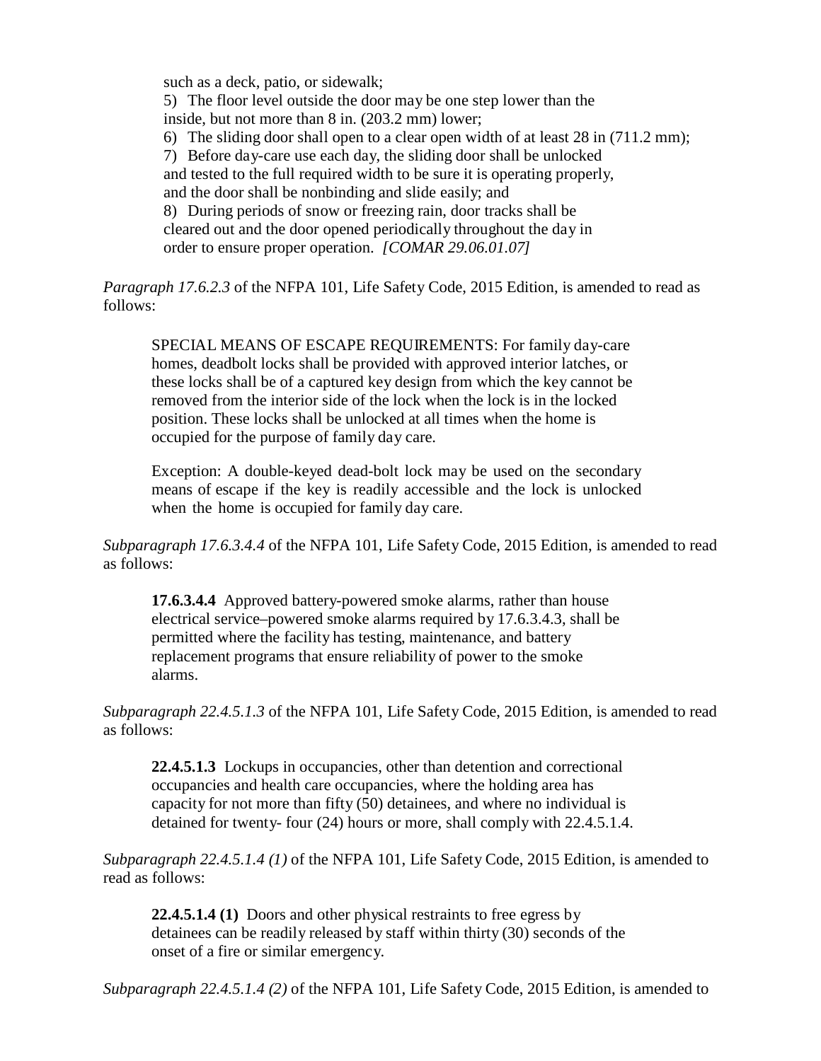such as a deck, patio, or sidewalk;
5) The floor level outside the door may be one step lower than the inside, but not more than 8 in. (203.2 mm) lower;
6) The sliding door shall open to a clear open width of at least 28 in (711.2 mm);
7) Before day-care use each day, the sliding door shall be unlocked and tested to the full required width to be sure it is operating properly, and the door shall be nonbinding and slide easily; and
8) During periods of snow or freezing rain, door tracks shall be cleared out and the door opened periodically throughout the day in order to ensure proper operation. *[COMAR 29.06.01.07]*

*Paragraph 17.6.2.3* of the NFPA 101, Life Safety Code, 2015 Edition, is amended to read as follows:

> SPECIAL MEANS OF ESCAPE REQUIREMENTS: For family day-care homes, deadbolt locks shall be provided with approved interior latches, or these locks shall be of a captured key design from which the key cannot be removed from the interior side of the lock when the lock is in the locked position. These locks shall be unlocked at all times when the home is occupied for the purpose of family day care.
>
> Exception: A double-keyed dead-bolt lock may be used on the secondary means of escape if the key is readily accessible and the lock is unlocked when the home is occupied for family day care.

*Subparagraph 17.6.3.4.4* of the NFPA 101, Life Safety Code, 2015 Edition, is amended to read as follows:

> **17.6.3.4.4** Approved battery-powered smoke alarms, rather than house electrical service–powered smoke alarms required by 17.6.3.4.3, shall be permitted where the facility has testing, maintenance, and battery replacement programs that ensure reliability of power to the smoke alarms.

*Subparagraph 22.4.5.1.3* of the NFPA 101, Life Safety Code, 2015 Edition, is amended to read as follows:

> **22.4.5.1.3** Lockups in occupancies, other than detention and correctional occupancies and health care occupancies, where the holding area has capacity for not more than fifty (50) detainees, and where no individual is detained for twenty- four (24) hours or more, shall comply with 22.4.5.1.4.

*Subparagraph 22.4.5.1.4 (1)* of the NFPA 101, Life Safety Code, 2015 Edition, is amended to read as follows:

> **22.4.5.1.4 (1)** Doors and other physical restraints to free egress by detainees can be readily released by staff within thirty (30) seconds of the onset of a fire or similar emergency.

*Subparagraph 22.4.5.1.4 (2)* of the NFPA 101, Life Safety Code, 2015 Edition, is amended to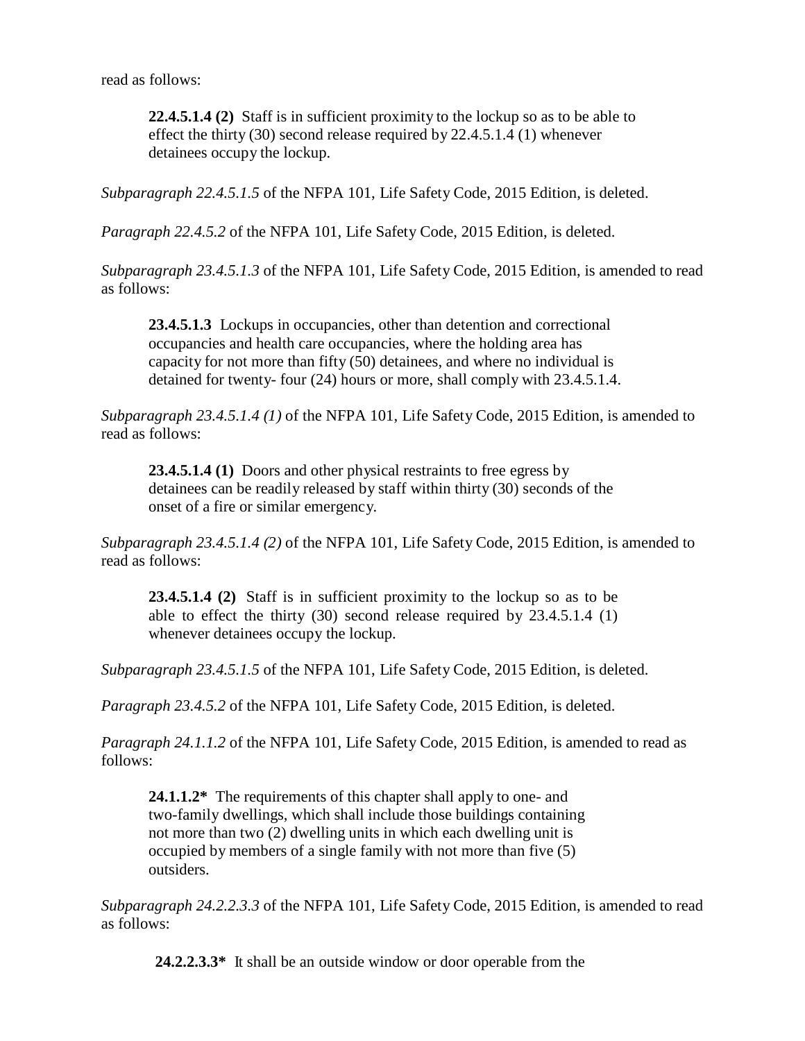read as follows:

> **22.4.5.1.4 (2)** Staff is in sufficient proximity to the lockup so as to be able to effect the thirty (30) second release required by 22.4.5.1.4 (1) whenever detainees occupy the lockup.

*Subparagraph 22.4.5.1.5* of the NFPA 101, Life Safety Code, 2015 Edition, is deleted.

*Paragraph 22.4.5.2* of the NFPA 101, Life Safety Code, 2015 Edition, is deleted.

*Subparagraph 23.4.5.1.3* of the NFPA 101, Life Safety Code, 2015 Edition, is amended to read as follows:

> **23.4.5.1.3** Lockups in occupancies, other than detention and correctional occupancies and health care occupancies, where the holding area has capacity for not more than fifty (50) detainees, and where no individual is detained for twenty- four (24) hours or more, shall comply with 23.4.5.1.4.

*Subparagraph 23.4.5.1.4 (1)* of the NFPA 101, Life Safety Code, 2015 Edition, is amended to read as follows:

> **23.4.5.1.4 (1)** Doors and other physical restraints to free egress by detainees can be readily released by staff within thirty (30) seconds of the onset of a fire or similar emergency.

*Subparagraph 23.4.5.1.4 (2)* of the NFPA 101, Life Safety Code, 2015 Edition, is amended to read as follows:

> **23.4.5.1.4 (2)** Staff is in sufficient proximity to the lockup so as to be able to effect the thirty (30) second release required by 23.4.5.1.4 (1) whenever detainees occupy the lockup.

*Subparagraph 23.4.5.1.5* of the NFPA 101, Life Safety Code, 2015 Edition, is deleted.

*Paragraph 23.4.5.2* of the NFPA 101, Life Safety Code, 2015 Edition, is deleted.

*Paragraph 24.1.1.2* of the NFPA 101, Life Safety Code, 2015 Edition, is amended to read as follows:

> **24.1.1.2*** The requirements of this chapter shall apply to one- and two-family dwellings, which shall include those buildings containing not more than two (2) dwelling units in which each dwelling unit is occupied by members of a single family with not more than five (5) outsiders.

*Subparagraph 24.2.2.3.3* of the NFPA 101, Life Safety Code, 2015 Edition, is amended to read as follows:

> **24.2.2.3.3*** It shall be an outside window or door operable from the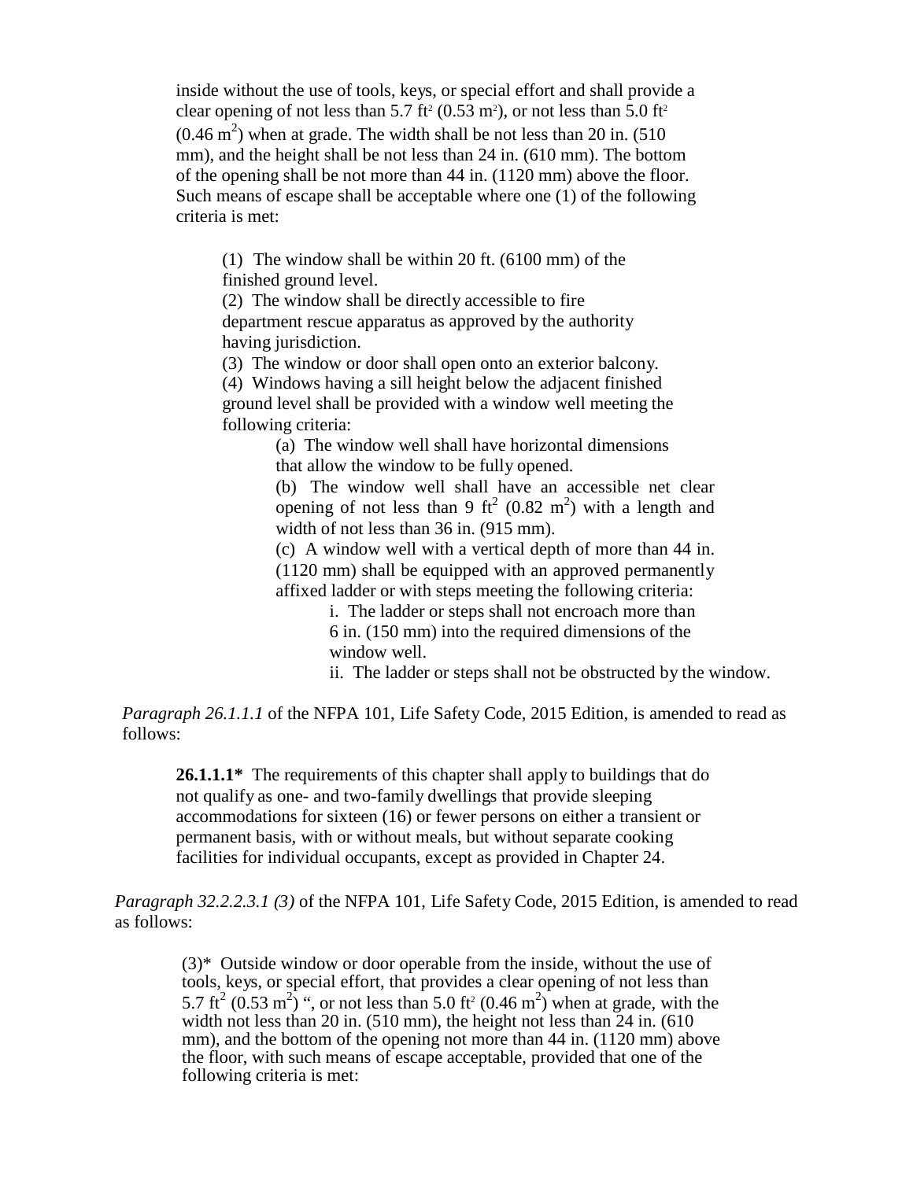inside without the use of tools, keys, or special effort and shall provide a clear opening of not less than 5.7 $ft^2$ (0.53 $m^2$), or not less than 5.0 $ft^2$ (0.46 $m^2$) when at grade. The width shall be not less than 20 in. (510 mm), and the height shall be not less than 24 in. (610 mm). The bottom of the opening shall be not more than 44 in. (1120 mm) above the floor. Such means of escape shall be acceptable where one (1) of the following criteria is met:

> (1) The window shall be within 20 ft. (6100 mm) of the finished ground level.
>
> (2) The window shall be directly accessible to fire department rescue apparatus as approved by the authority having jurisdiction.
>
> (3) The window or door shall open onto an exterior balcony.
>
> (4) Windows having a sill height below the adjacent finished ground level shall be provided with a window well meeting the following criteria:
>
> > (a) The window well shall have horizontal dimensions that allow the window to be fully opened.
> >
> > (b) The window well shall have an accessible net clear opening of not less than 9 $ft^2$ (0.82 $m^2$) with a length and width of not less than 36 in. (915 mm).
> >
> > (c) A window well with a vertical depth of more than 44 in. (1120 mm) shall be equipped with an approved permanently affixed ladder or with steps meeting the following criteria:
> >
> > > i. The ladder or steps shall not encroach more than 6 in. (150 mm) into the required dimensions of the window well.
> > >
> > > ii. The ladder or steps shall not be obstructed by the window.

*Paragraph 26.1.1.1* of the NFPA 101, Life Safety Code, 2015 Edition, is amended to read as follows:

> **26.1.1.1*** The requirements of this chapter shall apply to buildings that do not qualify as one- and two-family dwellings that provide sleeping accommodations for sixteen (16) or fewer persons on either a transient or permanent basis, with or without meals, but without separate cooking facilities for individual occupants, except as provided in Chapter 24.

*Paragraph 32.2.2.3.1 (3)* of the NFPA 101, Life Safety Code, 2015 Edition, is amended to read as follows:

> (3)* Outside window or door operable from the inside, without the use of tools, keys, or special effort, that provides a clear opening of not less than 5.7 $ft^2$ (0.53 $m^2$) ", or not less than 5.0 $ft^2$ (0.46 $m^2$) when at grade, with the width not less than 20 in. (510 mm), the height not less than 24 in. (610 mm), and the bottom of the opening not more than 44 in. (1120 mm) above the floor, with such means of escape acceptable, provided that one of the following criteria is met: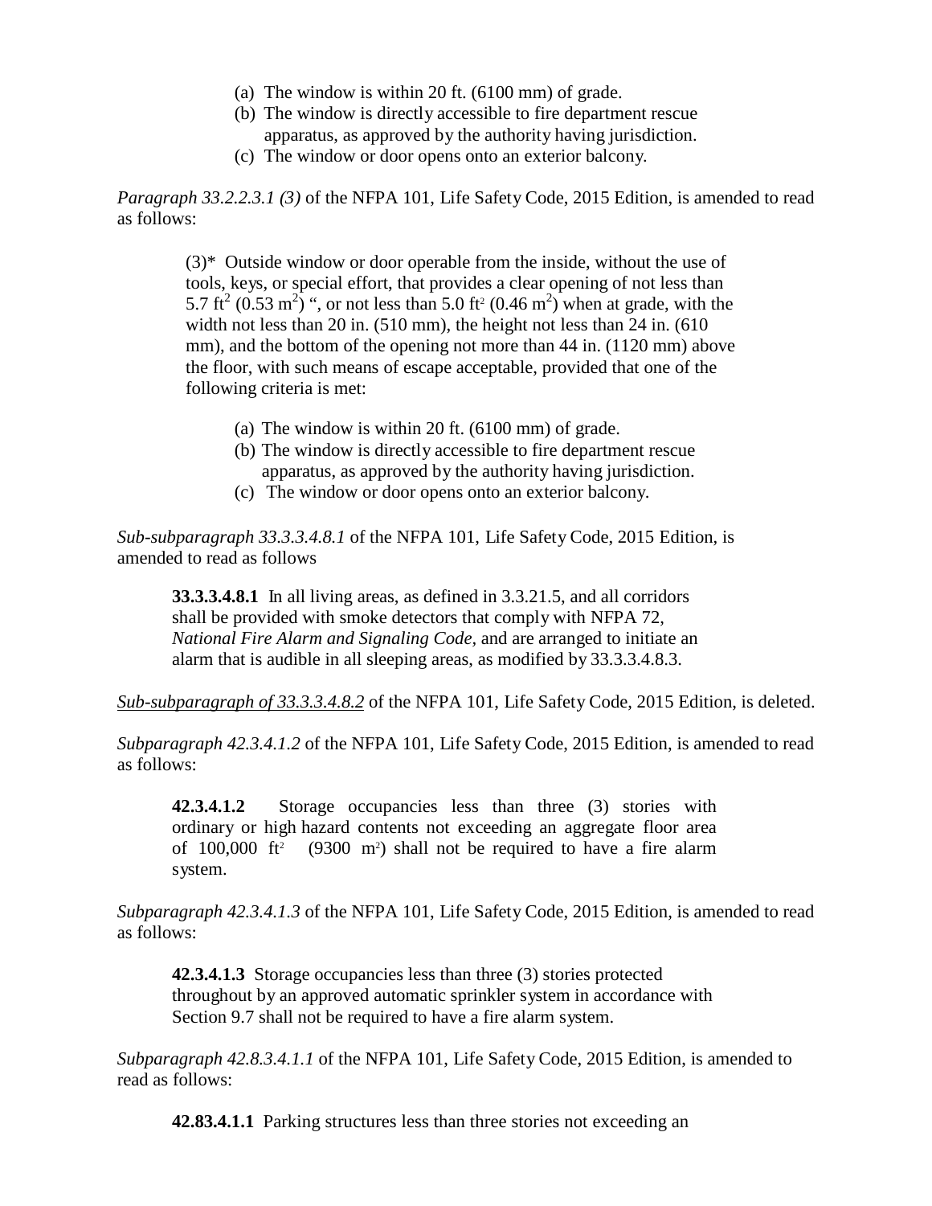(a) The window is within 20 ft. (6100 mm) of grade.
(b) The window is directly accessible to fire department rescue apparatus, as approved by the authority having jurisdiction.
(c) The window or door opens onto an exterior balcony.

*Paragraph 33.2.2.3.1 (3)* of the NFPA 101, Life Safety Code, 2015 Edition, is amended to read as follows:

> (3)* Outside window or door operable from the inside, without the use of tools, keys, or special effort, that provides a clear opening of not less than 5.7 ft$^2$ (0.53 m$^2$) ", or not less than 5.0 ft$^2$ (0.46 m$^2$) when at grade, with the width not less than 20 in. (510 mm), the height not less than 24 in. (610 mm), and the bottom of the opening not more than 44 in. (1120 mm) above the floor, with such means of escape acceptable, provided that one of the following criteria is met:
>
> (a) The window is within 20 ft. (6100 mm) of grade.
> (b) The window is directly accessible to fire department rescue apparatus, as approved by the authority having jurisdiction.
> (c) The window or door opens onto an exterior balcony.

*Sub-subparagraph 33.3.3.4.8.1* of the NFPA 101, Life Safety Code, 2015 Edition, is amended to read as follows

> **33.3.3.4.8.1** In all living areas, as defined in 3.3.21.5, and all corridors shall be provided with smoke detectors that comply with NFPA 72, *National Fire Alarm and Signaling Code*, and are arranged to initiate an alarm that is audible in all sleeping areas, as modified by 33.3.3.4.8.3.

*Sub-subparagraph of 33.3.3.4.8.2* of the NFPA 101, Life Safety Code, 2015 Edition, is deleted.

*Subparagraph 42.3.4.1.2* of the NFPA 101, Life Safety Code, 2015 Edition, is amended to read as follows:

> **42.3.4.1.2** Storage occupancies less than three (3) stories with ordinary or high hazard contents not exceeding an aggregate floor area of 100,000 ft$^2$ (9300 m$^2$) shall not be required to have a fire alarm system.

*Subparagraph 42.3.4.1.3* of the NFPA 101, Life Safety Code, 2015 Edition, is amended to read as follows:

> **42.3.4.1.3** Storage occupancies less than three (3) stories protected throughout by an approved automatic sprinkler system in accordance with Section 9.7 shall not be required to have a fire alarm system.

*Subparagraph 42.8.3.4.1.1* of the NFPA 101, Life Safety Code, 2015 Edition, is amended to read as follows:

> **42.83.4.1.1** Parking structures less than three stories not exceeding an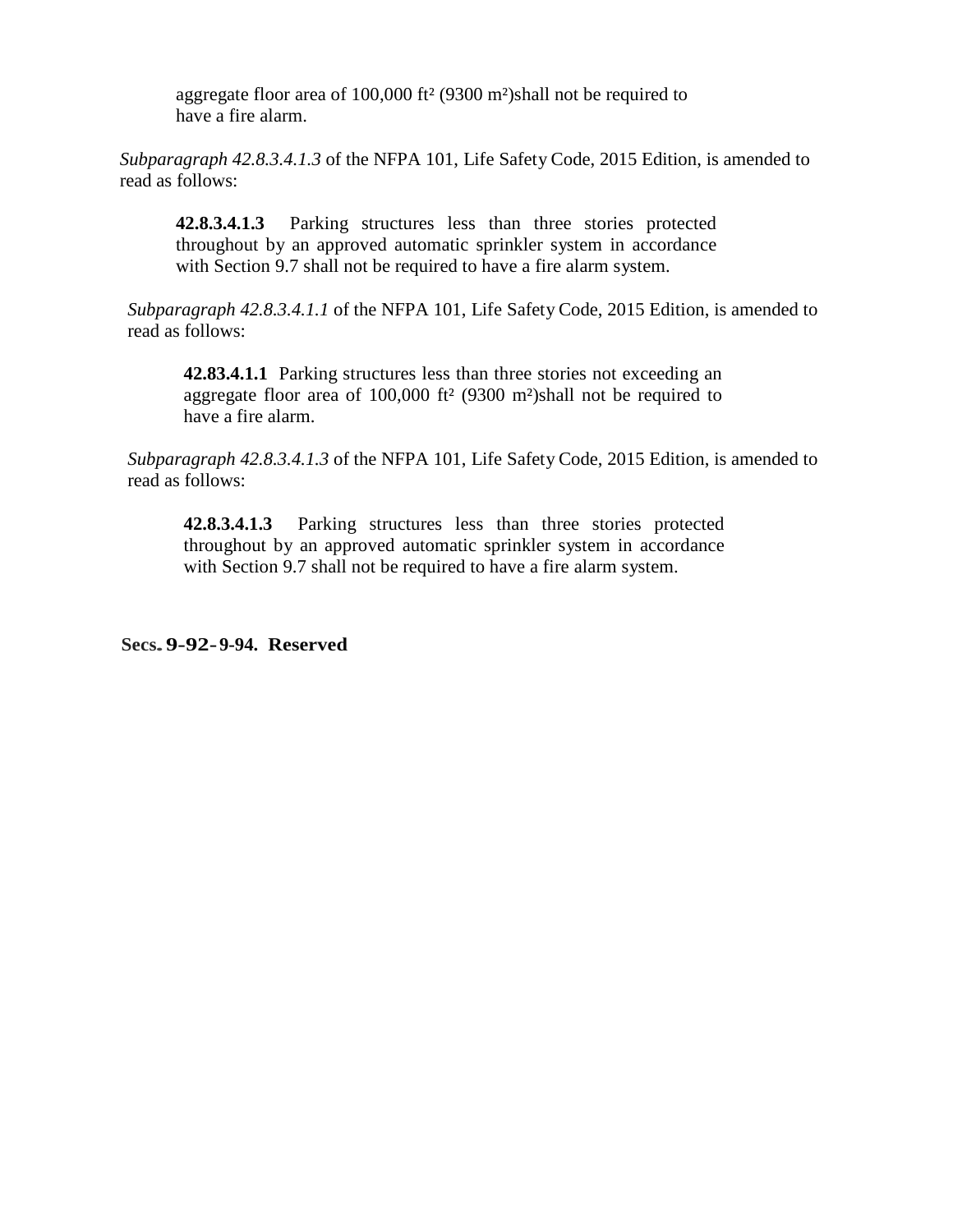aggregate floor area of 100,000 ft² (9300 m²)shall not be required to have a fire alarm.

*Subparagraph 42.8.3.4.1.3* of the NFPA 101, Life Safety Code, 2015 Edition, is amended to read as follows:

> **42.8.3.4.1.3** Parking structures less than three stories protected throughout by an approved automatic sprinkler system in accordance with Section 9.7 shall not be required to have a fire alarm system.

*Subparagraph 42.8.3.4.1.1* of the NFPA 101, Life Safety Code, 2015 Edition, is amended to read as follows:

> **42.83.4.1.1** Parking structures less than three stories not exceeding an aggregate floor area of 100,000 ft² (9300 m²)shall not be required to have a fire alarm.

*Subparagraph 42.8.3.4.1.3* of the NFPA 101, Life Safety Code, 2015 Edition, is amended to read as follows:

> **42.8.3.4.1.3** Parking structures less than three stories protected throughout by an approved automatic sprinkler system in accordance with Section 9.7 shall not be required to have a fire alarm system.

**Secs. 9-92- 9-94. Reserved**